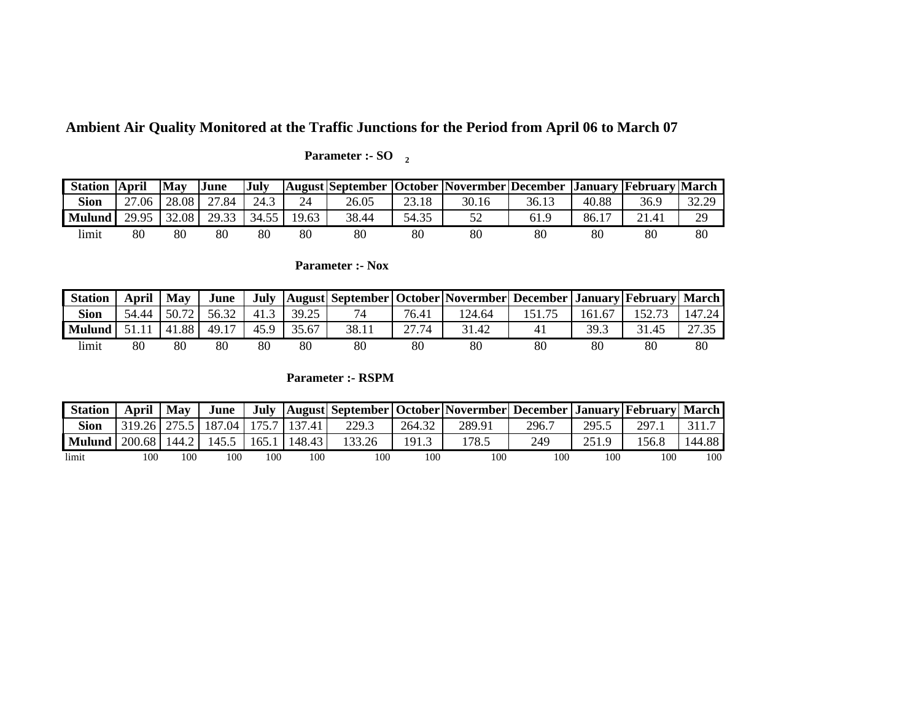## Ambient Air Quality Monitored at the Traffic Junctions for the Period from April 06 to March 07

**Parameter :- $SO_2$**

| Station | April | May | June | July | August | September | October | Novermber | December | January | February | March |
|---|---|---|---|---|---|---|---|---|---|---|---|---|
| Sion | 27.06 | 28.08 | 27.84 | 24.3 | 24 | 26.05 | 23.18 | 30.16 | 36.13 | 40.88 | 36.9 | 32.29 |
| Mulund | 29.95 | 32.08 | 29.33 | 34.55 | 19.63 | 38.44 | 54.35 | 52 | 61.9 | 86.17 | 21.41 | 29 |
| limit | 80 | 80 | 80 | 80 | 80 | 80 | 80 | 80 | 80 | 80 | 80 | 80 |

**Parameter :- Nox**

| Station | April | May | June | July | August | September | October | Novermber | December | January | February | March |
|---|---|---|---|---|---|---|---|---|---|---|---|---|
| Sion | 54.44 | 50.72 | 56.32 | 41.3 | 39.25 | 74 | 76.41 | 124.64 | 151.75 | 161.67 | 152.73 | 147.24 |
| Mulund | 51.11 | 41.88 | 49.17 | 45.9 | 35.67 | 38.11 | 27.74 | 31.42 | 41 | 39.3 | 31.45 | 27.35 |
| limit | 80 | 80 | 80 | 80 | 80 | 80 | 80 | 80 | 80 | 80 | 80 | 80 |

**Parameter :- RSPM**

| Station | April | May | June | July | August | September | October | Novermber | December | January | February | March |
|---|---|---|---|---|---|---|---|---|---|---|---|---|
| Sion | 319.26 | 275.5 | 187.04 | 175.7 | 137.41 | 229.3 | 264.32 | 289.91 | 296.7 | 295.5 | 297.1 | 311.7 |
| Mulund | 200.68 | 144.2 | 145.5 | 165.1 | 148.43 | 133.26 | 191.3 | 178.5 | 249 | 251.9 | 156.8 | 144.88 |
| limit | 100 | 100 | 100 | 100 | 100 | 100 | 100 | 100 | 100 | 100 | 100 | 100 |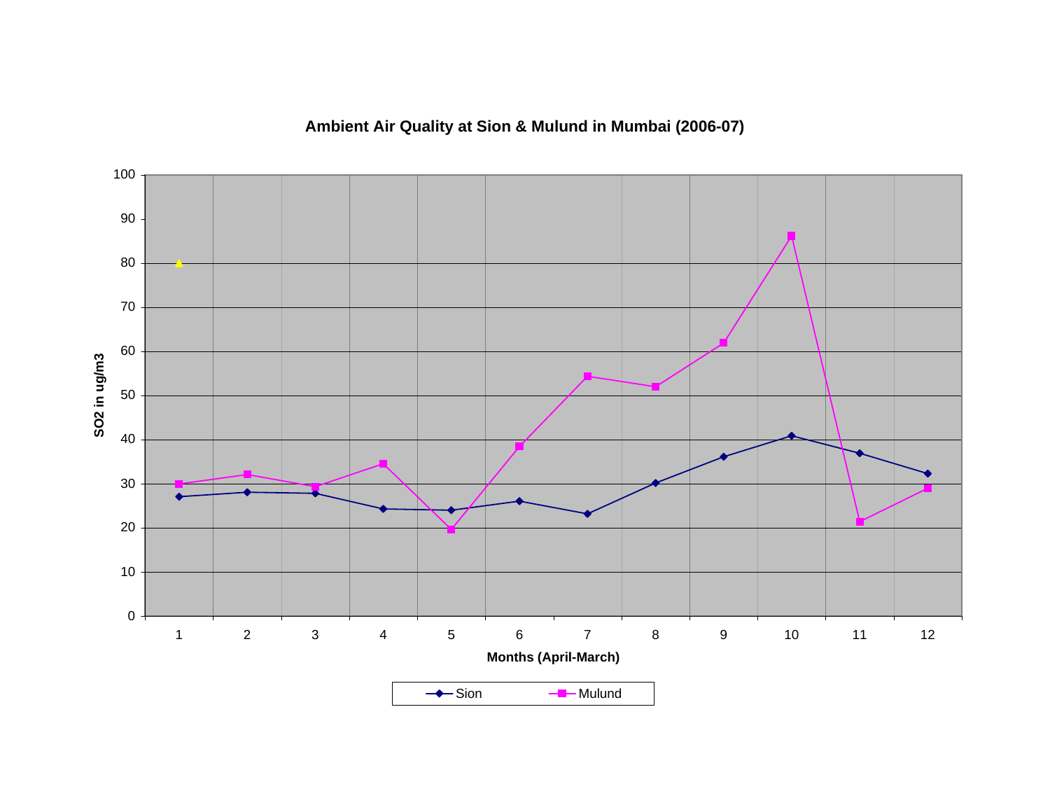**Ambient Air Quality at Sion & Mulund in Mumbai (2006-07)**

SO2 in ug/m3

Months (April-March)

Sion | Mulund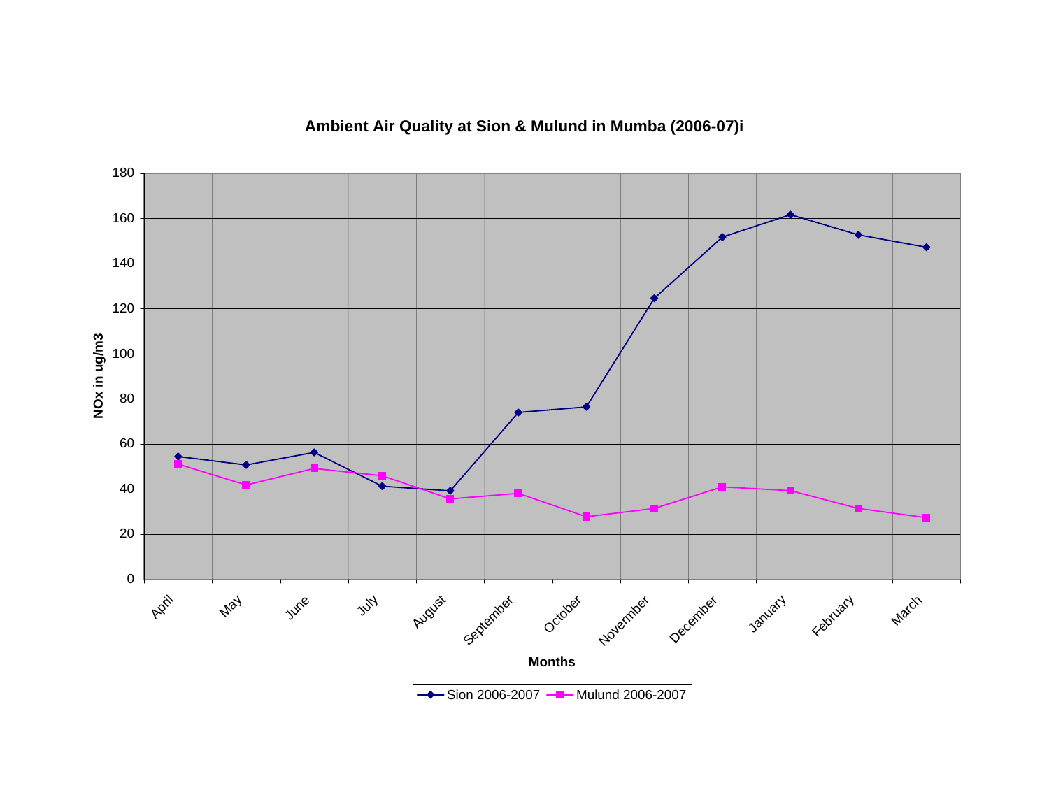**Ambient Air Quality at Sion & Mulund in Mumba (2006-07)i**

NOx in ug/m3

Months

April, May, June, July, August, September, October, Norvember, December, January, February, March

Sion 2006-2007 — Mulund 2006-2007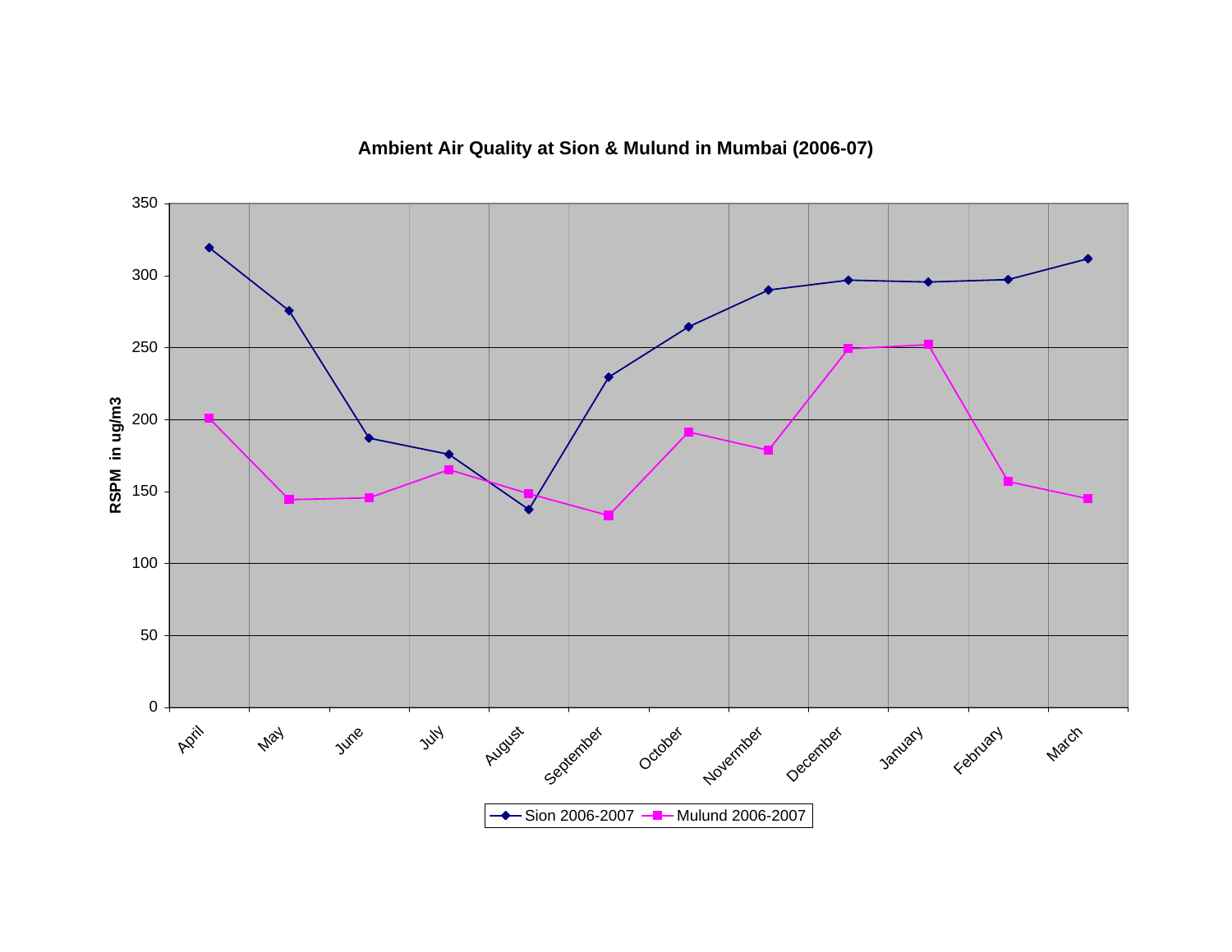**Ambient Air Quality at Sion & Mulund in Mumbai (2006-07)**

RSPM in ug/m3

350
300
250
200
150
100
50
0

April
May
June
July
August
September
October
November
December
January
February
March

Sion 2006-2007
Mulund 2006-2007